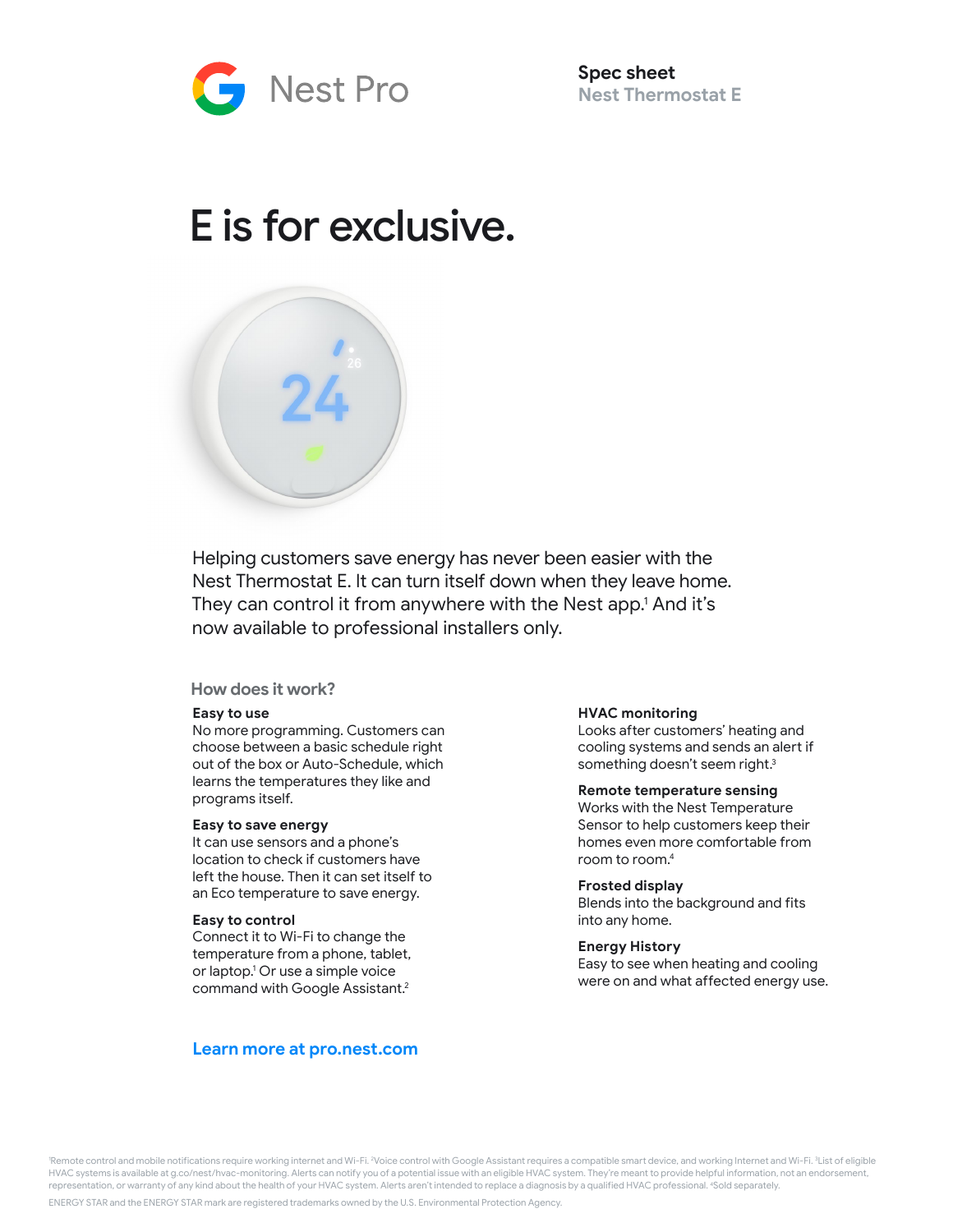Nest Pro

**Spec sheet**
**Nest Thermostat E**

# E is for exclusive.

Helping customers save energy has never been easier with the Nest Thermostat E. It can turn itself down when they leave home. They can control it from anywhere with the Nest app.[1] And it's now available to professional installers only.

## How does it work?

**Easy to use**
No more programming. Customers can choose between a basic schedule right out of the box or Auto-Schedule, which learns the temperatures they like and programs itself.

**Easy to save energy**
It can use sensors and a phone's location to check if customers have left the house. Then it can set itself to an Eco temperature to save energy.

**Easy to control**
Connect it to Wi-Fi to change the temperature from a phone, tablet, or laptop.[1] Or use a simple voice command with Google Assistant.[2]

**HVAC monitoring**
Looks after customers' heating and cooling systems and sends an alert if something doesn't seem right.[3]

**Remote temperature sensing**
Works with the Nest Temperature Sensor to help customers keep their homes even more comfortable from room to room.[4]

**Frosted display**
Blends into the background and fits into any home.

**Energy History**
Easy to see when heating and cooling were on and what affected energy use.

**Learn more at pro.nest.com**

[1]Remote control and mobile notifications require working internet and Wi-Fi. [2]Voice control with Google Assistant requires a compatible smart device, and working Internet and Wi-Fi. [3]List of eligible HVAC systems is available at g.co/nest/hvac-monitoring. Alerts can notify you of a potential issue with an eligible HVAC system. They're meant to provide helpful information, not an endorsement, representation, or warranty of any kind about the health of your HVAC system. Alerts aren't intended to replace a diagnosis by a qualified HVAC professional. [4]Sold separately.

ENERGY STAR and the ENERGY STAR mark are registered trademarks owned by the U.S. Environmental Protection Agency.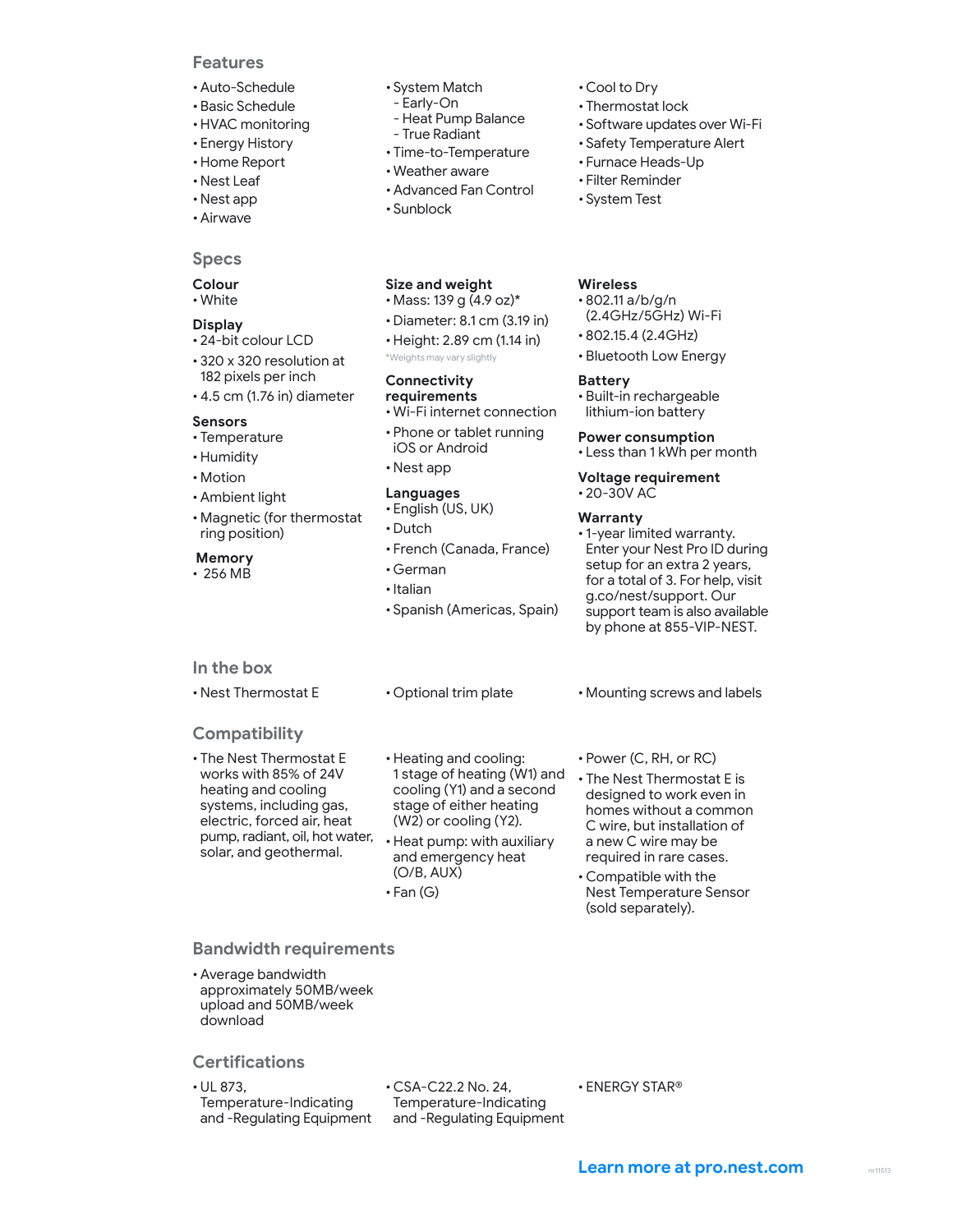## Features

- Auto-Schedule
- Basic Schedule
- HVAC monitoring
- Energy History
- Home Report
- Nest Leaf
- Nest app
- Airwave
- System Match
  - Early-On
  - Heat Pump Balance
  - True Radiant
- Time-to-Temperature
- Weather aware
- Advanced Fan Control
- Sunblock
- Cool to Dry
- Thermostat lock
- Software updates over Wi-Fi
- Safety Temperature Alert
- Furnace Heads-Up
- Filter Reminder
- System Test

## Specs

**Colour**
- White

**Display**
- 24-bit colour LCD
- 320 x 320 resolution at 182 pixels per inch
- 4.5 cm (1.76 in) diameter

**Sensors**
- Temperature
- Humidity
- Motion
- Ambient light
- Magnetic (for thermostat ring position)

**Memory**
- 256 MB

**Size and weight**
- Mass: 139 g (4.9 oz)*
- Diameter: 8.1 cm (3.19 in)
- Height: 2.89 cm (1.14 in)

*Weights may vary slightly

**Connectivity requirements**
- Wi-Fi internet connection
- Phone or tablet running iOS or Android
- Nest app

**Languages**
- English (US, UK)
- Dutch
- French (Canada, France)
- German
- Italian
- Spanish (Americas, Spain)

**Wireless**
- 802.11 a/b/g/n (2.4GHz/5GHz) Wi-Fi
- 802.15.4 (2.4GHz)
- Bluetooth Low Energy

**Battery**
- Built-in rechargeable lithium-ion battery

**Power consumption**
- Less than 1 kWh per month

**Voltage requirement**
- 20-30V AC

**Warranty**
- 1-year limited warranty. Enter your Nest Pro ID during setup for an extra 2 years, for a total of 3. For help, visit g.co/nest/support. Our support team is also available by phone at 855-VIP-NEST.

## In the box

- Nest Thermostat E
- Optional trim plate
- Mounting screws and labels

## Compatibility

- The Nest Thermostat E works with 85% of 24V heating and cooling systems, including gas, electric, forced air, heat pump, radiant, oil, hot water, solar, and geothermal.
- Heating and cooling: 1 stage of heating (W1) and cooling (Y1) and a second stage of either heating (W2) or cooling (Y2).
- Heat pump: with auxiliary and emergency heat (O/B, AUX)
- Fan (G)
- Power (C, RH, or RC)
- The Nest Thermostat E is designed to work even in homes without a common C wire, but installation of a new C wire may be required in rare cases.
- Compatible with the Nest Temperature Sensor (sold separately).

## Bandwidth requirements

- Average bandwidth approximately 50MB/week upload and 50MB/week download

## Certifications

- UL 873, Temperature-Indicating and -Regulating Equipment
- CSA-C22.2 No. 24, Temperature-Indicating and -Regulating Equipment
- ENERGY STAR®

**Learn more at pro.nest.com**

nr11513